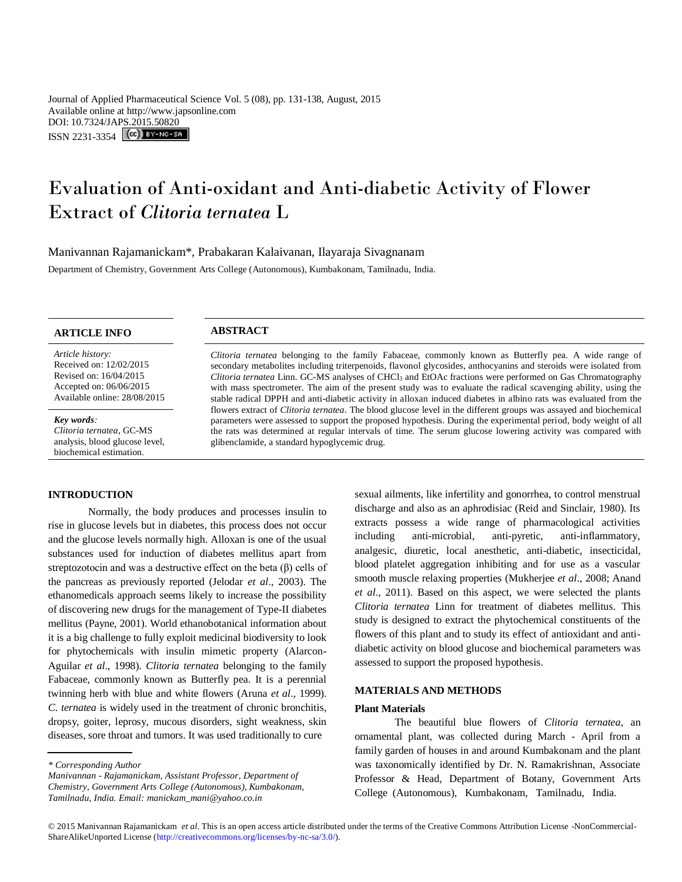Journal of Applied Pharmaceutical Science Vol. 5 (08), pp. 131-138, August, 2015
Available online at http://www.japsonline.com
DOI: 10.7324/JAPS.2015.50820
ISSN 2231-3354

# Evaluation of Anti-oxidant and Anti-diabetic Activity of Flower Extract of *Clitoria ternatea* L

Manivannan Rajamanickam*, Prabakaran Kalaivanan, Ilayaraja Sivagnanam

Department of Chemistry, Government Arts College (Autonomous), Kumbakonam, Tamilnadu, India.

## ARTICLE INFO

*Article history:*
Received on: 12/02/2015
Revised on: 16/04/2015
Accepted on: 06/06/2015
Available online: 28/08/2015

***Key words:***
*Clitoria ternatea*, GC-MS analysis, blood glucose level, biochemical estimation.

## ABSTRACT

*Clitoria ternatea* belonging to the family Fabaceae, commonly known as Butterfly pea. A wide range of secondary metabolites including triterpenoids, flavonol glycosides, anthocyanins and steroids were isolated from *Clitoria ternatea* Linn. GC-MS analyses of $CHCl_3$ and EtOAc fractions were performed on Gas Chromatography with mass spectrometer. The aim of the present study was to evaluate the radical scavenging ability, using the stable radical DPPH and anti-diabetic activity in alloxan induced diabetes in albino rats was evaluated from the flowers extract of *Clitoria ternatea*. The blood glucose level in the different groups was assayed and biochemical parameters were assessed to support the proposed hypothesis. During the experimental period, body weight of all the rats was determined at regular intervals of time. The serum glucose lowering activity was compared with glibenclamide, a standard hypoglycemic drug.

## INTRODUCTION

Normally, the body produces and processes insulin to rise in glucose levels but in diabetes, this process does not occur and the glucose levels normally high. Alloxan is one of the usual substances used for induction of diabetes mellitus apart from streptozotocin and was a destructive effect on the beta (β) cells of the pancreas as previously reported (Jelodar *et al*., 2003). The ethanomedicals approach seems likely to increase the possibility of discovering new drugs for the management of Type-II diabetes mellitus (Payne, 2001). World ethanobotanical information about it is a big challenge to fully exploit medicinal biodiversity to look for phytochemicals with insulin mimetic property (Alarcon-Aguilar *et al*., 1998). *Clitoria ternatea* belonging to the family Fabaceae, commonly known as Butterfly pea. It is a perennial twinning herb with blue and white flowers (Aruna *et al*., 1999). *C. ternatea* is widely used in the treatment of chronic bronchitis, dropsy, goiter, leprosy, mucous disorders, sight weakness, skin diseases, sore throat and tumors. It was used traditionally to cure sexual ailments, like infertility and gonorrhea, to control menstrual discharge and also as an aphrodisiac (Reid and Sinclair, 1980). Its extracts possess a wide range of pharmacological activities including anti-microbial, anti-pyretic, anti-inflammatory, analgesic, diuretic, local anesthetic, anti-diabetic, insecticidal, blood platelet aggregation inhibiting and for use as a vascular smooth muscle relaxing properties (Mukherjee *et al*., 2008; Anand *et al*., 2011). Based on this aspect, we were selected the plants *Clitoria ternatea* Linn for treatment of diabetes mellitus. This study is designed to extract the phytochemical constituents of the flowers of this plant and to study its effect of antioxidant and anti-diabetic activity on blood glucose and biochemical parameters was assessed to support the proposed hypothesis.

## MATERIALS AND METHODS

### Plant Materials

The beautiful blue flowers of *Clitoria ternatea*, an ornamental plant, was collected during March - April from a family garden of houses in and around Kumbakonam and the plant was taxonomically identified by Dr. N. Ramakrishnan, Associate Professor & Head, Department of Botany, Government Arts College (Autonomous), Kumbakonam, Tamilnadu, India.

---

*\* Corresponding Author*
*Manivannan - Rajamanickam, Assistant Professor, Department of Chemistry, Government Arts College (Autonomous), Kumbakonam, Tamilnadu, India. Email: manickam_mani@yahoo.co.in*

© 2015 Manivannan Rajamanickam *et al*. This is an open access article distributed under the terms of the Creative Commons Attribution License -NonCommercial-ShareAlikeUnported License (http://creativecommons.org/licenses/by-nc-sa/3.0/).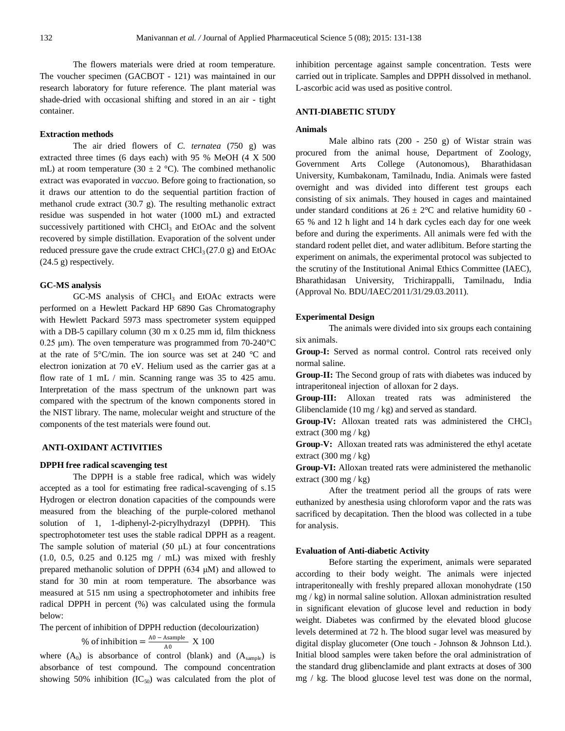The flowers materials were dried at room temperature. The voucher specimen (GACBOT - 121) was maintained in our research laboratory for future reference. The plant material was shade-dried with occasional shifting and stored in an air - tight container.

### Extraction methods

The air dried flowers of *C. ternatea* (750 g) was extracted three times (6 days each) with 95 % MeOH (4 X 500 mL) at room temperature (30 ± 2 °C). The combined methanolic extract was evaporated in *vaccuo*. Before going to fractionation, so it draws our attention to do the sequential partition fraction of methanol crude extract (30.7 g). The resulting methanolic extract residue was suspended in hot water (1000 mL) and extracted successively partitioned with $CHCl_3$ and EtOAc and the solvent recovered by simple distillation. Evaporation of the solvent under reduced pressure gave the crude extract $CHCl_3$ (27.0 g) and EtOAc (24.5 g) respectively.

### GC-MS analysis

GC-MS analysis of $CHCl_3$ and EtOAc extracts were performed on a Hewlett Packard HP 6890 Gas Chromatography with Hewlett Packard 5973 mass spectrometer system equipped with a DB-5 capillary column (30 m x 0.25 mm id, film thickness 0.25 µm). The oven temperature was programmed from 70-240°C at the rate of 5°C/min. The ion source was set at 240 °C and electron ionization at 70 eV. Helium used as the carrier gas at a flow rate of 1 mL / min. Scanning range was 35 to 425 amu. Interpretation of the mass spectrum of the unknown part was compared with the spectrum of the known components stored in the NIST library. The name, molecular weight and structure of the components of the test materials were found out.

## ANTI-OXIDANT ACTIVITIES

### DPPH free radical scavenging test

The DPPH is a stable free radical, which was widely accepted as a tool for estimating free radical-scavenging of s.15 Hydrogen or electron donation capacities of the compounds were measured from the bleaching of the purple-colored methanol solution of 1, 1-diphenyl-2-picrylhydrazyl (DPPH). This spectrophotometer test uses the stable radical DPPH as a reagent. The sample solution of material (50 µL) at four concentrations (1.0, 0.5, 0.25 and 0.125 mg / mL) was mixed with freshly prepared methanolic solution of DPPH (634 µM) and allowed to stand for 30 min at room temperature. The absorbance was measured at 515 nm using a spectrophotometer and inhibits free radical DPPH in percent (%) was calculated using the formula below:

The percent of inhibition of DPPH reduction (decolourization)

$$\% \text{ of inhibition} = \frac{A0 - Asample}{A0} \text{ X } 100$$

where ($A_0$) is absorbance of control (blank) and ($A_{sample}$) is absorbance of test compound. The compound concentration showing 50% inhibition ($IC_{50}$) was calculated from the plot of inhibition percentage against sample concentration. Tests were carried out in triplicate. Samples and DPPH dissolved in methanol. L-ascorbic acid was used as positive control.

## ANTI-DIABETIC STUDY

### Animals

Male albino rats (200 - 250 g) of Wistar strain was procured from the animal house, Department of Zoology, Government Arts College (Autonomous), Bharathidasan University, Kumbakonam, Tamilnadu, India. Animals were fasted overnight and was divided into different test groups each consisting of six animals. They housed in cages and maintained under standard conditions at 26 ± 2°C and relative humidity 60 - 65 % and 12 h light and 14 h dark cycles each day for one week before and during the experiments. All animals were fed with the standard rodent pellet diet, and water adlibitum. Before starting the experiment on animals, the experimental protocol was subjected to the scrutiny of the Institutional Animal Ethics Committee (IAEC), Bharathidasan University, Trichirappalli, Tamilnadu, India (Approval No. BDU/IAEC/2011/31/29.03.2011).

### Experimental Design

The animals were divided into six groups each containing six animals.

**Group-I:** Served as normal control. Control rats received only normal saline.

**Group-II:** The Second group of rats with diabetes was induced by intraperitoneal injection of alloxan for 2 days.

**Group-III:** Alloxan treated rats was administered the Glibenclamide (10 mg / kg) and served as standard.

**Group-IV:** Alloxan treated rats was administered the $CHCl_3$ extract (300 mg / kg)

**Group-V:** Alloxan treated rats was administered the ethyl acetate extract (300 mg / kg)

**Group-VI:** Alloxan treated rats were administered the methanolic extract (300 mg / kg)

After the treatment period all the groups of rats were euthanized by anesthesia using chloroform vapor and the rats was sacrificed by decapitation. Then the blood was collected in a tube for analysis.

### Evaluation of Anti-diabetic Activity

Before starting the experiment, animals were separated according to their body weight. The animals were injected intraperitoneally with freshly prepared alloxan monohydrate (150 mg / kg) in normal saline solution. Alloxan administration resulted in significant elevation of glucose level and reduction in body weight. Diabetes was confirmed by the elevated blood glucose levels determined at 72 h. The blood sugar level was measured by digital display glucometer (One touch - Johnson & Johnson Ltd.). Initial blood samples were taken before the oral administration of the standard drug glibenclamide and plant extracts at doses of 300 mg / kg. The blood glucose level test was done on the normal,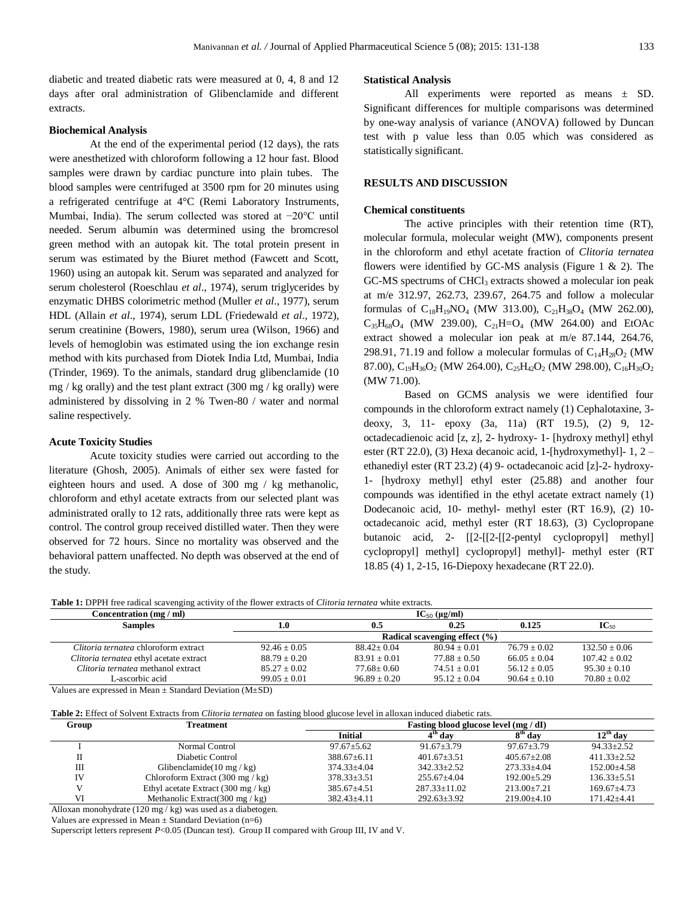diabetic and treated diabetic rats were measured at 0, 4, 8 and 12 days after oral administration of Glibenclamide and different extracts.

**Biochemical Analysis**

At the end of the experimental period (12 days), the rats were anesthetized with chloroform following a 12 hour fast. Blood samples were drawn by cardiac puncture into plain tubes. The blood samples were centrifuged at 3500 rpm for 20 minutes using a refrigerated centrifuge at 4°C (Remi Laboratory Instruments, Mumbai, India). The serum collected was stored at −20°C until needed. Serum albumin was determined using the bromcresol green method with an autopak kit. The total protein present in serum was estimated by the Biuret method (Fawcett and Scott, 1960) using an autopak kit. Serum was separated and analyzed for serum cholesterol (Roeschlau *et al*., 1974), serum triglycerides by enzymatic DHBS colorimetric method (Muller *et al*., 1977), serum HDL (Allain *et al*., 1974), serum LDL (Friedewald *et al*., 1972), serum creatinine (Bowers, 1980), serum urea (Wilson, 1966) and levels of hemoglobin was estimated using the ion exchange resin method with kits purchased from Diotek India Ltd, Mumbai, India (Trinder, 1969). To the animals, standard drug glibenclamide (10 mg / kg orally) and the test plant extract (300 mg / kg orally) were administered by dissolving in 2 % Twen-80 / water and normal saline respectively.

**Acute Toxicity Studies**

Acute toxicity studies were carried out according to the literature (Ghosh, 2005). Animals of either sex were fasted for eighteen hours and used. A dose of 300 mg / kg methanolic, chloroform and ethyl acetate extracts from our selected plant was administrated orally to 12 rats, additionally three rats were kept as control. The control group received distilled water. Then they were observed for 72 hours. Since no mortality was observed and the behavioral pattern unaffected. No depth was observed at the end of the study.

**Statistical Analysis**

All experiments were reported as means ± SD. Significant differences for multiple comparisons was determined by one-way analysis of variance (ANOVA) followed by Duncan test with p value less than 0.05 which was considered as statistically significant.

**RESULTS AND DISCUSSION**

**Chemical constituents**

The active principles with their retention time (RT), molecular formula, molecular weight (MW), components present in the chloroform and ethyl acetate fraction of *Clitoria ternatea* flowers were identified by GC-MS analysis (Figure 1 & 2). The GC-MS spectrums of $CHCl_3$ extracts showed a molecular ion peak at m/e 312.97, 262.73, 239.67, 264.75 and follow a molecular formulas of $C_{18}H_{19}NO_4$ (MW 313.00), $C_{21}H_{38}O_4$ (MW 262.00), $C_{35}H_{68}O_4$ (MW 239.00), $C_{21}H{=}O_4$ (MW 264.00) and EtOAc extract showed a molecular ion peak at m/e 87.144, 264.76, 298.91, 71.19 and follow a molecular formulas of $C_{14}H_{28}O_2$ (MW 87.00), $C_{19}H_{36}O_2$ (MW 264.00), $C_{25}H_{42}O_2$ (MW 298.00), $C_{16}H_{30}O_2$ (MW 71.00).

Based on GCMS analysis we were identified four compounds in the chloroform extract namely (1) Cephalotaxine, 3-deoxy, 3, 11- epoxy (3a, 11a) (RT 19.5), (2) 9, 12-octadecadienoic acid [z, z], 2- hydroxy- 1- [hydroxy methyl] ethyl ester (RT 22.0), (3) Hexa decanoic acid, 1-[hydroxymethyl]- 1, 2 – ethanediyl ester (RT 23.2) (4) 9- octadecanoic acid [z]-2- hydroxy-1- [hydroxy methyl] ethyl ester (25.88) and another four compounds was identified in the ethyl acetate extract namely (1) Dodecanoic acid, 10- methyl- methyl ester (RT 16.9), (2) 10-octadecanoic acid, methyl ester (RT 18.63), (3) Cyclopropane butanoic acid, 2- [[2-[[2-[[2-pentyl cyclopropyl] methyl] cyclopropyl] methyl] cyclopropyl] methyl]- methyl ester (RT 18.85 (4) 1, 2-15, 16-Diepoxy hexadecane (RT 22.0).

**Table 1:** DPPH free radical scavenging activity of the flower extracts of *Clitoria ternatea* white extracts.

| Concentration (mg / ml) | $IC_{50}$ (μg/ml) | | | | |
|---|---|---|---|---|---|
| **Samples** | **1.0** | **0.5** | **0.25** | **0.125** | **$IC_{50}$** |
| | Radical scavenging effect (%) | | | | |
| *Clitoria ternatea* chloroform extract | 92.46 ± 0.05 | 88.42± 0.04 | 80.94 ± 0.01 | 76.79 ± 0.02 | 132.50 ± 0.06 |
| *Clitoria ternatea* ethyl acetate extract | 88.79 ± 0.20 | 83.91 ± 0.01 | 77.88 ± 0.50 | 66.05 ± 0.04 | 107.42 ± 0.02 |
| *Clitoria ternatea* methanol extract | 85.27 ± 0.02 | 77.68± 0.60 | 74.51 ± 0.01 | 56.12 ± 0.05 | 95.30 ± 0.10 |
| L-ascorbic acid | 99.05 ± 0.01 | 96.89 ± 0.20 | 95.12 ± 0.04 | 90.64 ± 0.10 | 70.80 ± 0.02 |

Values are expressed in Mean ± Standard Deviation (M±SD)

**Table 2:** Effect of Solvent Extracts from *Clitoria ternatea* on fasting blood glucose level in alloxan induced diabetic rats.

| Group | Treatment | Fasting blood glucose level (mg / dI) | | | |
|---|---|---|---|---|---|
| | | **Initial** | **$4^{th}$ day** | **$8^{th}$ day** | **$12^{th}$ day** |
| I | Normal Control | 97.67±5.62 | 91.67±3.79 | 97.67±3.79 | 94.33±2.52 |
| II | Diabetic Control | 388.67±6.11 | 401.67±3.51 | 405.67±2.08 | 411.33±2.52 |
| III | Glibenclamide(10 mg / kg) | 374.33±4.04 | 342.33±2.52 | 273.33±4.04 | 152.00±4.58 |
| IV | Chloroform Extract (300 mg / kg) | 378.33±3.51 | 255.67±4.04 | 192.00±5.29 | 136.33±5.51 |
| V | Ethyl acetate Extract (300 mg / kg) | 385.67±4.51 | 287.33±11.02 | 213.00±7.21 | 169.67±4.73 |
| VI | Methanolic Extract(300 mg / kg) | 382.43±4.11 | 292.63±3.92 | 219.00±4.10 | 171.42±4.41 |

Alloxan monohydrate (120 mg / kg) was used as a diabetogen.

Values are expressed in Mean ± Standard Deviation (n=6)

Superscript letters represent $P$<0.05 (Duncan test). Group II compared with Group III, IV and V.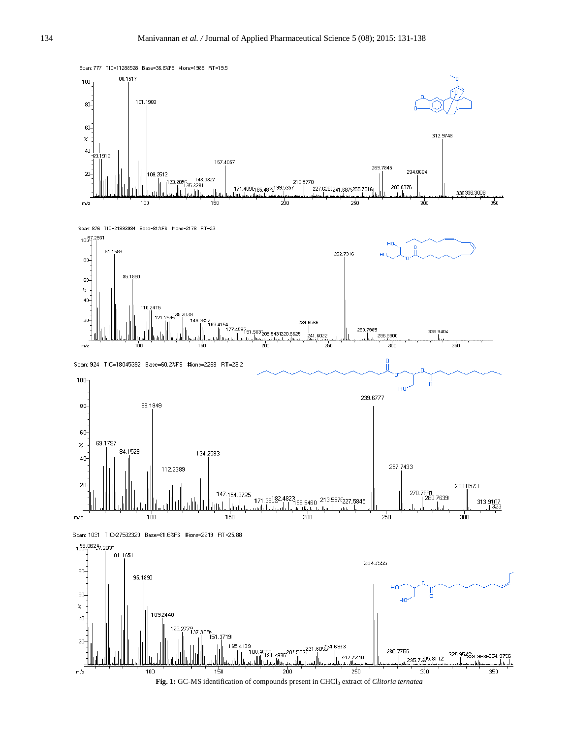**Fig. 1:** GC-MS identification of compounds present in $CHCl_3$ extract of *Clitoria ternatea*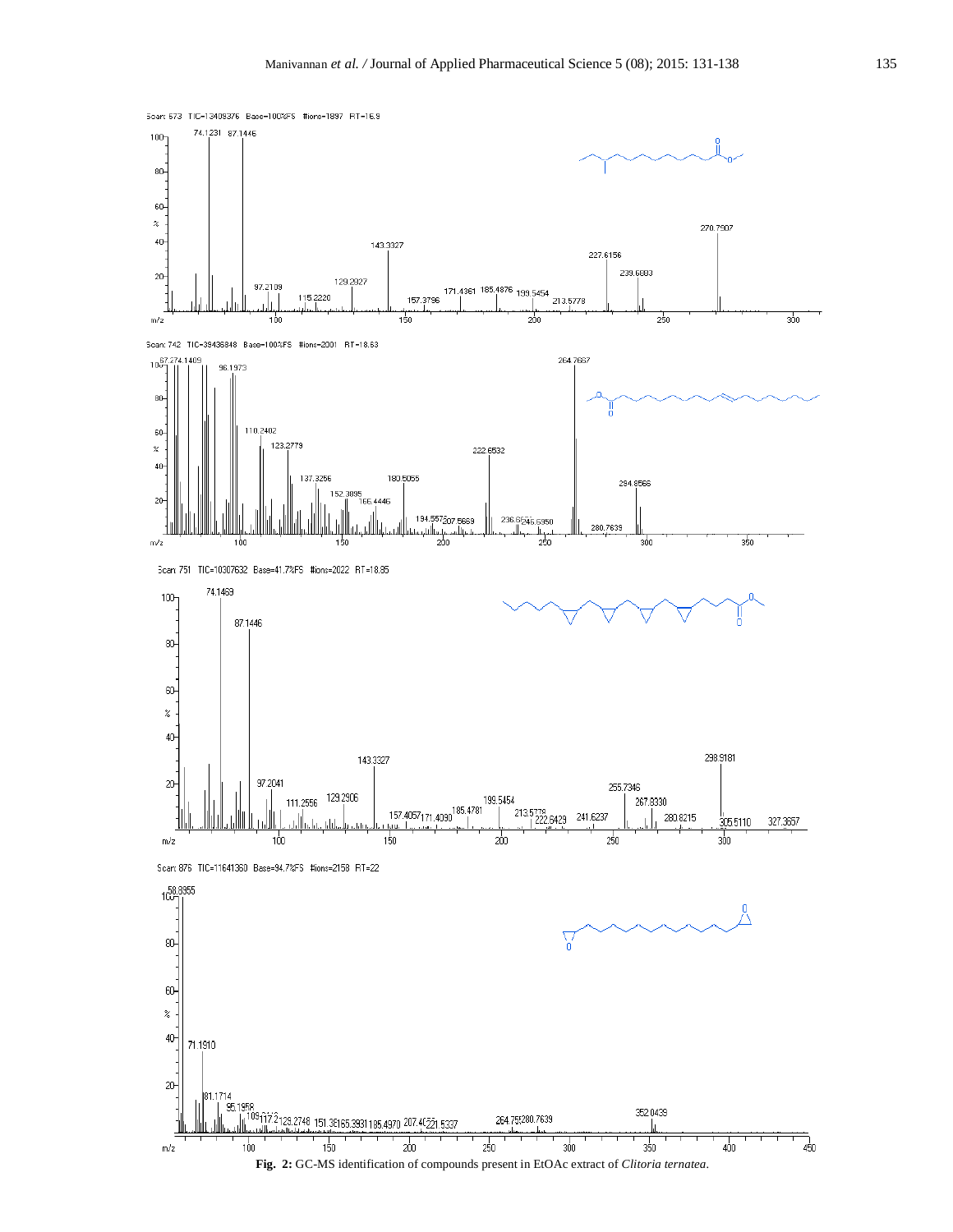Scan: 673 TIC=13409376 Base=100%FS #ions=1897 RT=16.9

Scan: 742 TIC=39436848 Base=100%FS #ions=2001 RT=18.63

Scan: 751 TIC=10307632 Base=41.7%FS #ions=2022 RT=18.85

Scan: 876 TIC=11641360 Base=94.7%FS #ions=2158 RT=22

**Fig. 2:** GC-MS identification of compounds present in EtOAc extract of *Clitoria ternatea*.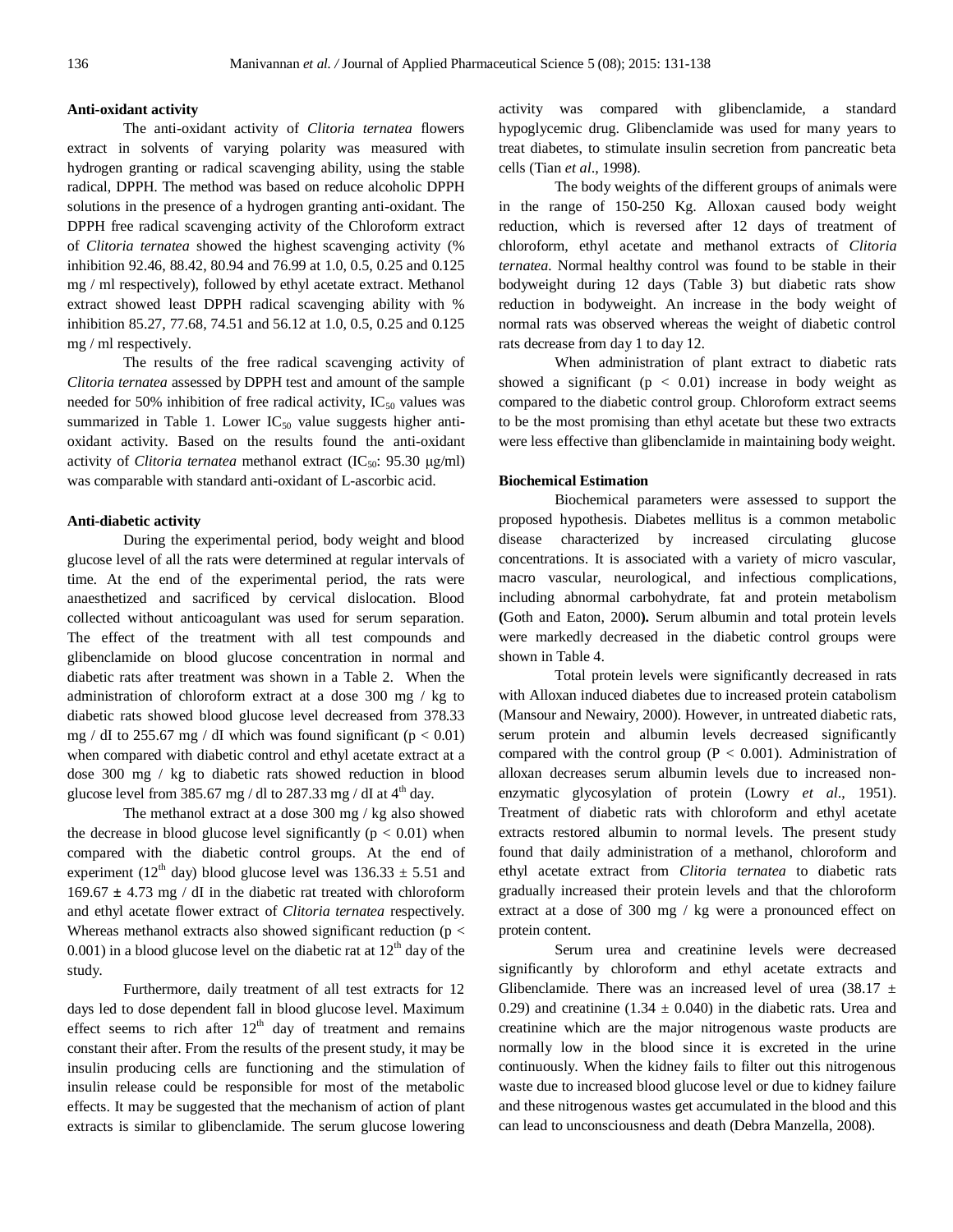### Anti-oxidant activity

The anti-oxidant activity of *Clitoria ternatea* flowers extract in solvents of varying polarity was measured with hydrogen granting or radical scavenging ability, using the stable radical, DPPH. The method was based on reduce alcoholic DPPH solutions in the presence of a hydrogen granting anti-oxidant. The DPPH free radical scavenging activity of the Chloroform extract of *Clitoria ternatea* showed the highest scavenging activity (% inhibition 92.46, 88.42, 80.94 and 76.99 at 1.0, 0.5, 0.25 and 0.125 mg / ml respectively), followed by ethyl acetate extract. Methanol extract showed least DPPH radical scavenging ability with % inhibition 85.27, 77.68, 74.51 and 56.12 at 1.0, 0.5, 0.25 and 0.125 mg / ml respectively.

The results of the free radical scavenging activity of *Clitoria ternatea* assessed by DPPH test and amount of the sample needed for 50% inhibition of free radical activity, $IC_{50}$ values was summarized in Table 1. Lower $IC_{50}$ value suggests higher anti-oxidant activity. Based on the results found the anti-oxidant activity of *Clitoria ternatea* methanol extract ($IC_{50}$: 95.30 μg/ml) was comparable with standard anti-oxidant of L-ascorbic acid.

### Anti-diabetic activity

During the experimental period, body weight and blood glucose level of all the rats were determined at regular intervals of time. At the end of the experimental period, the rats were anaesthetized and sacrificed by cervical dislocation. Blood collected without anticoagulant was used for serum separation. The effect of the treatment with all test compounds and glibenclamide on blood glucose concentration in normal and diabetic rats after treatment was shown in a Table 2. When the administration of chloroform extract at a dose 300 mg / kg to diabetic rats showed blood glucose level decreased from 378.33 mg / dI to 255.67 mg / dI which was found significant ($p < 0.01$) when compared with diabetic control and ethyl acetate extract at a dose 300 mg / kg to diabetic rats showed reduction in blood glucose level from 385.67 mg / dl to 287.33 mg / dI at 4th day.

The methanol extract at a dose 300 mg / kg also showed the decrease in blood glucose level significantly ($p < 0.01$) when compared with the diabetic control groups. At the end of experiment (12th day) blood glucose level was 136.33 ± 5.51 and 169.67 ± 4.73 mg / dI in the diabetic rat treated with chloroform and ethyl acetate flower extract of *Clitoria ternatea* respectively. Whereas methanol extracts also showed significant reduction ($p < 0.001$) in a blood glucose level on the diabetic rat at 12th day of the study.

Furthermore, daily treatment of all test extracts for 12 days led to dose dependent fall in blood glucose level. Maximum effect seems to rich after 12th day of treatment and remains constant their after. From the results of the present study, it may be insulin producing cells are functioning and the stimulation of insulin release could be responsible for most of the metabolic effects. It may be suggested that the mechanism of action of plant extracts is similar to glibenclamide. The serum glucose lowering activity was compared with glibenclamide, a standard hypoglycemic drug. Glibenclamide was used for many years to treat diabetes, to stimulate insulin secretion from pancreatic beta cells (Tian *et al*., 1998).

The body weights of the different groups of animals were in the range of 150-250 Kg. Alloxan caused body weight reduction, which is reversed after 12 days of treatment of chloroform, ethyl acetate and methanol extracts of *Clitoria ternatea*. Normal healthy control was found to be stable in their bodyweight during 12 days (Table 3) but diabetic rats show reduction in bodyweight. An increase in the body weight of normal rats was observed whereas the weight of diabetic control rats decrease from day 1 to day 12.

When administration of plant extract to diabetic rats showed a significant ($p < 0.01$) increase in body weight as compared to the diabetic control group. Chloroform extract seems to be the most promising than ethyl acetate but these two extracts were less effective than glibenclamide in maintaining body weight.

### Biochemical Estimation

Biochemical parameters were assessed to support the proposed hypothesis. Diabetes mellitus is a common metabolic disease characterized by increased circulating glucose concentrations. It is associated with a variety of micro vascular, macro vascular, neurological, and infectious complications, including abnormal carbohydrate, fat and protein metabolism **(**Goth and Eaton, 2000**).** Serum albumin and total protein levels were markedly decreased in the diabetic control groups were shown in Table 4.

Total protein levels were significantly decreased in rats with Alloxan induced diabetes due to increased protein catabolism (Mansour and Newairy, 2000). However, in untreated diabetic rats, serum protein and albumin levels decreased significantly compared with the control group ($P < 0.001$). Administration of alloxan decreases serum albumin levels due to increased non-enzymatic glycosylation of protein (Lowry *et al*., 1951). Treatment of diabetic rats with chloroform and ethyl acetate extracts restored albumin to normal levels. The present study found that daily administration of a methanol, chloroform and ethyl acetate extract from *Clitoria ternatea* to diabetic rats gradually increased their protein levels and that the chloroform extract at a dose of 300 mg / kg were a pronounced effect on protein content.

Serum urea and creatinine levels were decreased significantly by chloroform and ethyl acetate extracts and Glibenclamide. There was an increased level of urea (38.17 ± 0.29) and creatinine (1.34 ± 0.040) in the diabetic rats. Urea and creatinine which are the major nitrogenous waste products are normally low in the blood since it is excreted in the urine continuously. When the kidney fails to filter out this nitrogenous waste due to increased blood glucose level or due to kidney failure and these nitrogenous wastes get accumulated in the blood and this can lead to unconsciousness and death (Debra Manzella, 2008).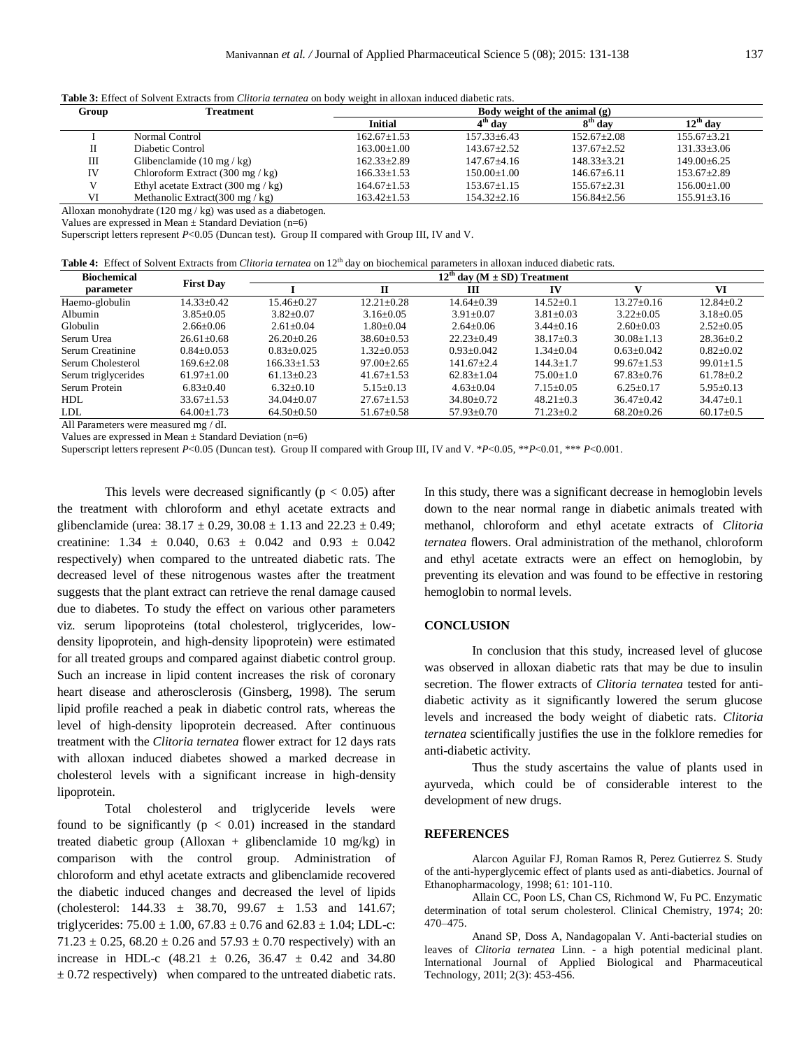**Table 3:** Effect of Solvent Extracts from *Clitoria ternatea* on body weight in alloxan induced diabetic rats.

| Group | Treatment | Body weight of the animal (g) | | | |
|---|---|---|---|---|---|
| | | Initial | $4^{th}$ day | $8^{th}$ day | $12^{th}$ day |
| I | Normal Control | 162.67±1.53 | 157.33±6.43 | 152.67±2.08 | 155.67±3.21 |
| II | Diabetic Control | 163.00±1.00 | 143.67±2.52 | 137.67±2.52 | 131.33±3.06 |
| III | Glibenclamide (10 mg / kg) | 162.33±2.89 | 147.67±4.16 | 148.33±3.21 | 149.00±6.25 |
| IV | Chloroform Extract (300 mg / kg) | 166.33±1.53 | 150.00±1.00 | 146.67±6.11 | 153.67±2.89 |
| V | Ethyl acetate Extract (300 mg / kg) | 164.67±1.53 | 153.67±1.15 | 155.67±2.31 | 156.00±1.00 |
| VI | Methanolic Extract(300 mg / kg) | 163.42±1.53 | 154.32±2.16 | 156.84±2.56 | 155.91±3.16 |

Alloxan monohydrate (120 mg / kg) was used as a diabetogen.

Values are expressed in Mean ± Standard Deviation (n=6)

Superscript letters represent $P<0.05$ (Duncan test). Group II compared with Group III, IV and V.

**Table 4:** Effect of Solvent Extracts from *Clitoria ternatea* on $12^{th}$ day on biochemical parameters in alloxan induced diabetic rats.

| Biochemical parameter | First Day | $12^{th}$ day (M ± SD) Treatment | | | | | |
|---|---|---|---|---|---|---|---|
| | | I | II | III | IV | V | VI |
| Haemo-globulin | 14.33±0.42 | 15.46±0.27 | 12.21±0.28 | 14.64±0.39 | 14.52±0.1 | 13.27±0.16 | 12.84±0.2 |
| Albumin | 3.85±0.05 | 3.82±0.07 | 3.16±0.05 | 3.91±0.07 | 3.81±0.03 | 3.22±0.05 | 3.18±0.05 |
| Globulin | 2.66±0.06 | 2.61±0.04 | 1.80±0.04 | 2.64±0.06 | 3.44±0.16 | 2.60±0.03 | 2.52±0.05 |
| Serum Urea | 26.61±0.68 | 26.20±0.26 | 38.60±0.53 | 22.23±0.49 | 38.17±0.3 | 30.08±1.13 | 28.36±0.2 |
| Serum Creatinine | 0.84±0.053 | 0.83±0.025 | 1.32±0.053 | 0.93±0.042 | 1.34±0.04 | 0.63±0.042 | 0.82±0.02 |
| Serum Cholesterol | 169.6±2.08 | 166.33±1.53 | 97.00±2.65 | 141.67±2.4 | 144.3±1.7 | 99.67±1.53 | 99.01±1.5 |
| Serum triglycerides | 61.97±1.00 | 61.13±0.23 | 41.67±1.53 | 62.83±1.04 | 75.00±1.0 | 67.83±0.76 | 61.78±0.2 |
| Serum Protein | 6.83±0.40 | 6.32±0.10 | 5.15±0.13 | 4.63±0.04 | 7.15±0.05 | 6.25±0.17 | 5.95±0.13 |
| HDL | 33.67±1.53 | 34.04±0.07 | 27.67±1.53 | 34.80±0.72 | 48.21±0.3 | 36.47±0.42 | 34.47±0.1 |
| LDL | 64.00±1.73 | 64.50±0.50 | 51.67±0.58 | 57.93±0.70 | 71.23±0.2 | 68.20±0.26 | 60.17±0.5 |

All Parameters were measured mg / dI.

Values are expressed in Mean ± Standard Deviation (n=6)

Superscript letters represent $P<0.05$ (Duncan test). Group II compared with Group III, IV and V. \*$P<0.05$, \*\*$P<0.01$, \*\*\* $P<0.001$.

This levels were decreased significantly ($p < 0.05$) after the treatment with chloroform and ethyl acetate extracts and glibenclamide (urea: 38.17 ± 0.29, 30.08 ± 1.13 and 22.23 ± 0.49; creatinine: 1.34 ± 0.040, 0.63 ± 0.042 and 0.93 ± 0.042 respectively) when compared to the untreated diabetic rats. The decreased level of these nitrogenous wastes after the treatment suggests that the plant extract can retrieve the renal damage caused due to diabetes. To study the effect on various other parameters viz. serum lipoproteins (total cholesterol, triglycerides, low-density lipoprotein, and high-density lipoprotein) were estimated for all treated groups and compared against diabetic control group. Such an increase in lipid content increases the risk of coronary heart disease and atherosclerosis (Ginsberg, 1998). The serum lipid profile reached a peak in diabetic control rats, whereas the level of high-density lipoprotein decreased. After continuous treatment with the *Clitoria ternatea* flower extract for 12 days rats with alloxan induced diabetes showed a marked decrease in cholesterol levels with a significant increase in high-density lipoprotein.

Total cholesterol and triglyceride levels were found to be significantly ($p < 0.01$) increased in the standard treated diabetic group (Alloxan + glibenclamide 10 mg/kg) in comparison with the control group. Administration of chloroform and ethyl acetate extracts and glibenclamide recovered the diabetic induced changes and decreased the level of lipids (cholesterol: 144.33 ± 38.70, 99.67 ± 1.53 and 141.67; triglycerides: 75.00 ± 1.00, 67.83 ± 0.76 and 62.83 ± 1.04; LDL-c: 71.23 ± 0.25, 68.20 ± 0.26 and 57.93 ± 0.70 respectively) with an increase in HDL-c (48.21 ± 0.26, 36.47 ± 0.42 and 34.80 ± 0.72 respectively) when compared to the untreated diabetic rats.

In this study, there was a significant decrease in hemoglobin levels down to the near normal range in diabetic animals treated with methanol, chloroform and ethyl acetate extracts of *Clitoria ternatea* flowers. Oral administration of the methanol, chloroform and ethyl acetate extracts were an effect on hemoglobin, by preventing its elevation and was found to be effective in restoring hemoglobin to normal levels.

## CONCLUSION

In conclusion that this study, increased level of glucose was observed in alloxan diabetic rats that may be due to insulin secretion. The flower extracts of *Clitoria ternatea* tested for anti-diabetic activity as it significantly lowered the serum glucose levels and increased the body weight of diabetic rats. *Clitoria ternatea* scientifically justifies the use in the folklore remedies for anti-diabetic activity.

Thus the study ascertains the value of plants used in ayurveda, which could be of considerable interest to the development of new drugs.

## REFERENCES

Alarcon Aguilar FJ, Roman Ramos R, Perez Gutierrez S. Study of the anti-hyperglycemic effect of plants used as anti-diabetics. Journal of Ethanopharmacology, 1998; 61: 101-110.

Allain CC, Poon LS, Chan CS, Richmond W, Fu PC. Enzymatic determination of total serum cholesterol. Clinical Chemistry, 1974; 20: 470–475.

Anand SP, Doss A, Nandagopalan V. Anti-bacterial studies on leaves of *Clitoria ternatea* Linn. - a high potential medicinal plant. International Journal of Applied Biological and Pharmaceutical Technology, 201l; 2(3): 453-456.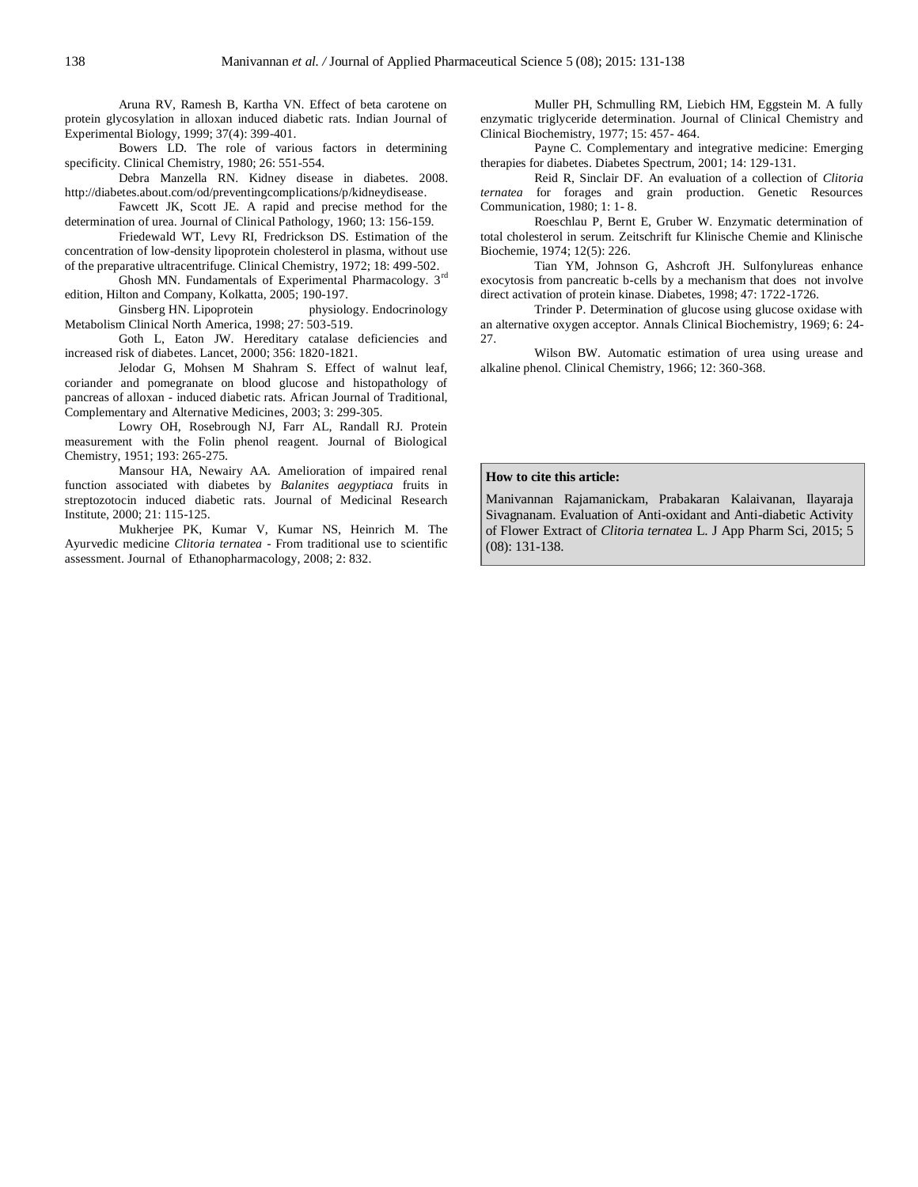Aruna RV, Ramesh B, Kartha VN. Effect of beta carotene on protein glycosylation in alloxan induced diabetic rats. Indian Journal of Experimental Biology, 1999; 37(4): 399-401.

Bowers LD. The role of various factors in determining specificity. Clinical Chemistry, 1980; 26: 551-554.

Debra Manzella RN. Kidney disease in diabetes. 2008. http://diabetes.about.com/od/preventingcomplications/p/kidneydisease.

Fawcett JK, Scott JE. A rapid and precise method for the determination of urea. Journal of Clinical Pathology, 1960; 13: 156-159.

Friedewald WT, Levy RI, Fredrickson DS. Estimation of the concentration of low-density lipoprotein cholesterol in plasma, without use of the preparative ultracentrifuge. Clinical Chemistry, 1972; 18: 499-502.

Ghosh MN. Fundamentals of Experimental Pharmacology. 3rd edition, Hilton and Company, Kolkatta, 2005; 190-197.

Ginsberg HN. Lipoprotein physiology. Endocrinology Metabolism Clinical North America, 1998; 27: 503-519.

Goth L, Eaton JW. Hereditary catalase deficiencies and increased risk of diabetes. Lancet, 2000; 356: 1820-1821.

Jelodar G, Mohsen M Shahram S. Effect of walnut leaf, coriander and pomegranate on blood glucose and histopathology of pancreas of alloxan - induced diabetic rats. African Journal of Traditional, Complementary and Alternative Medicines, 2003; 3: 299-305.

Lowry OH, Rosebrough NJ, Farr AL, Randall RJ. Protein measurement with the Folin phenol reagent. Journal of Biological Chemistry, 1951; 193: 265-275.

Mansour HA, Newairy AA. Amelioration of impaired renal function associated with diabetes by *Balanites aegyptiaca* fruits in streptozotocin induced diabetic rats. Journal of Medicinal Research Institute, 2000; 21: 115-125.

Mukherjee PK, Kumar V, Kumar NS, Heinrich M. The Ayurvedic medicine *Clitoria ternatea* - From traditional use to scientific assessment. Journal of Ethanopharmacology, 2008; 2: 832.

Muller PH, Schmulling RM, Liebich HM, Eggstein M. A fully enzymatic triglyceride determination. Journal of Clinical Chemistry and Clinical Biochemistry, 1977; 15: 457- 464.

Payne C. Complementary and integrative medicine: Emerging therapies for diabetes. Diabetes Spectrum, 2001; 14: 129-131.

Reid R, Sinclair DF. An evaluation of a collection of *Clitoria ternatea* for forages and grain production. Genetic Resources Communication, 1980; 1: 1- 8.

Roeschlau P, Bernt E, Gruber W. Enzymatic determination of total cholesterol in serum. Zeitschrift fur Klinische Chemie and Klinische Biochemie, 1974; 12(5): 226.

Tian YM, Johnson G, Ashcroft JH. Sulfonylureas enhance exocytosis from pancreatic b-cells by a mechanism that does not involve direct activation of protein kinase. Diabetes, 1998; 47: 1722-1726.

Trinder P. Determination of glucose using glucose oxidase with an alternative oxygen acceptor. Annals Clinical Biochemistry, 1969; 6: 24-27.

Wilson BW. Automatic estimation of urea using urease and alkaline phenol. Clinical Chemistry, 1966; 12: 360-368.

**How to cite this article:**

Manivannan Rajamanickam, Prabakaran Kalaivanan, Ilayaraja Sivagnanam. Evaluation of Anti-oxidant and Anti-diabetic Activity of Flower Extract of *Clitoria ternatea* L. J App Pharm Sci, 2015; 5 (08): 131-138.